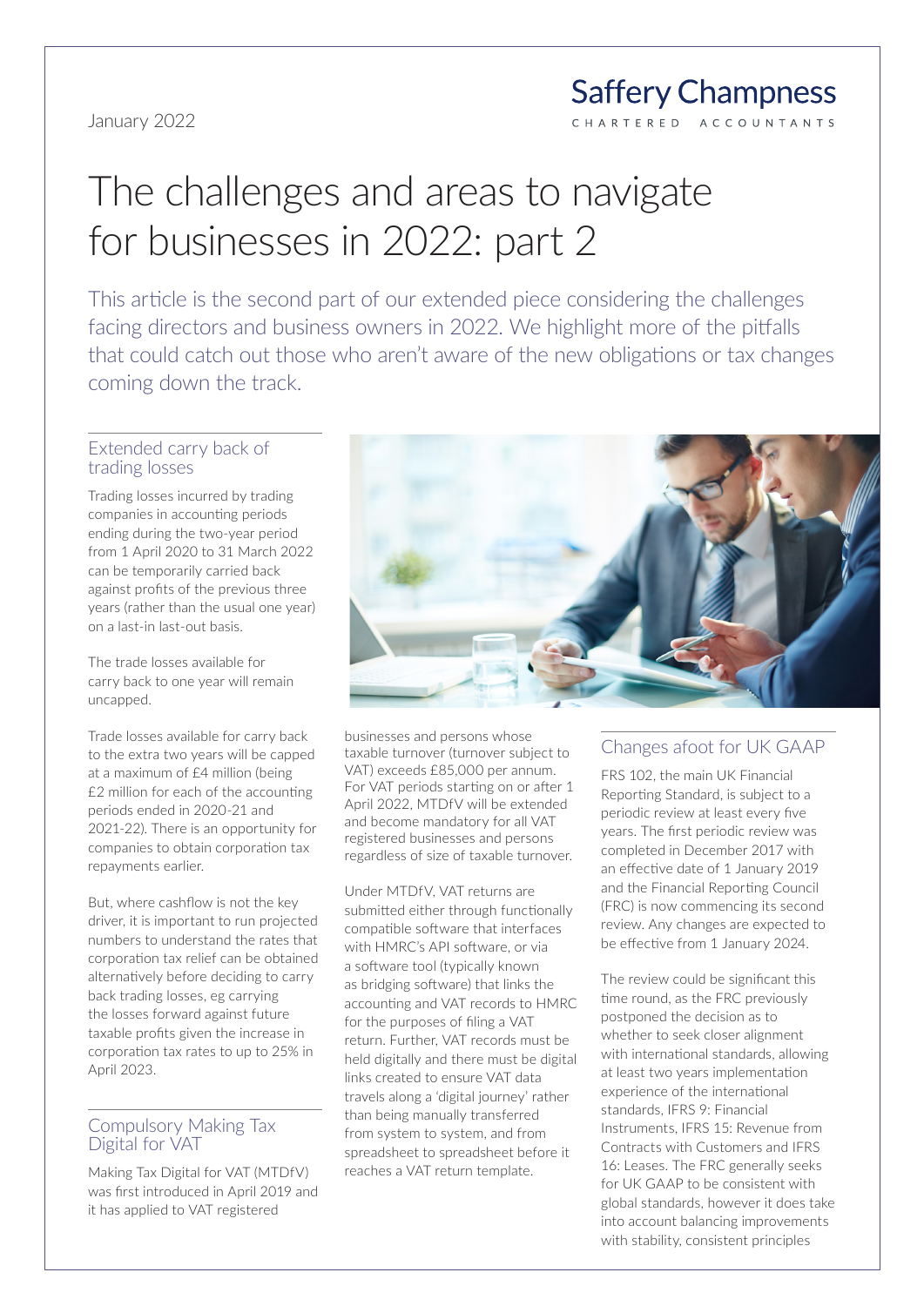January 2022

Saffery Champness
CHARTERED ACCOUNTANTS

# The challenges and areas to navigate for businesses in 2022: part 2

This article is the second part of our extended piece considering the challenges facing directors and business owners in 2022. We highlight more of the pitfalls that could catch out those who aren't aware of the new obligations or tax changes coming down the track.

## Extended carry back of trading losses

Trading losses incurred by trading companies in accounting periods ending during the two-year period from 1 April 2020 to 31 March 2022 can be temporarily carried back against profits of the previous three years (rather than the usual one year) on a last-in last-out basis.

The trade losses available for carry back to one year will remain uncapped.

Trade losses available for carry back to the extra two years will be capped at a maximum of £4 million (being £2 million for each of the accounting periods ended in 2020-21 and 2021-22). There is an opportunity for companies to obtain corporation tax repayments earlier.

But, where cashflow is not the key driver, it is important to run projected numbers to understand the rates that corporation tax relief can be obtained alternatively before deciding to carry back trading losses, eg carrying the losses forward against future taxable profits given the increase in corporation tax rates to up to 25% in April 2023.

## Compulsory Making Tax Digital for VAT

Making Tax Digital for VAT (MTDfV) was first introduced in April 2019 and it has applied to VAT registered businesses and persons whose taxable turnover (turnover subject to VAT) exceeds £85,000 per annum. For VAT periods starting on or after 1 April 2022, MTDfV will be extended and become mandatory for all VAT registered businesses and persons regardless of size of taxable turnover.

Under MTDfV, VAT returns are submitted either through functionally compatible software that interfaces with HMRC's API software, or via a software tool (typically known as bridging software) that links the accounting and VAT records to HMRC for the purposes of filing a VAT return. Further, VAT records must be held digitally and there must be digital links created to ensure VAT data travels along a 'digital journey' rather than being manually transferred from system to system, and from spreadsheet to spreadsheet before it reaches a VAT return template.

## Changes afoot for UK GAAP

FRS 102, the main UK Financial Reporting Standard, is subject to a periodic review at least every five years. The first periodic review was completed in December 2017 with an effective date of 1 January 2019 and the Financial Reporting Council (FRC) is now commencing its second review. Any changes are expected to be effective from 1 January 2024.

The review could be significant this time round, as the FRC previously postponed the decision as to whether to seek closer alignment with international standards, allowing at least two years implementation experience of the international standards, IFRS 9: Financial Instruments, IFRS 15: Revenue from Contracts with Customers and IFRS 16: Leases. The FRC generally seeks for UK GAAP to be consistent with global standards, however it does take into account balancing improvements with stability, consistent principles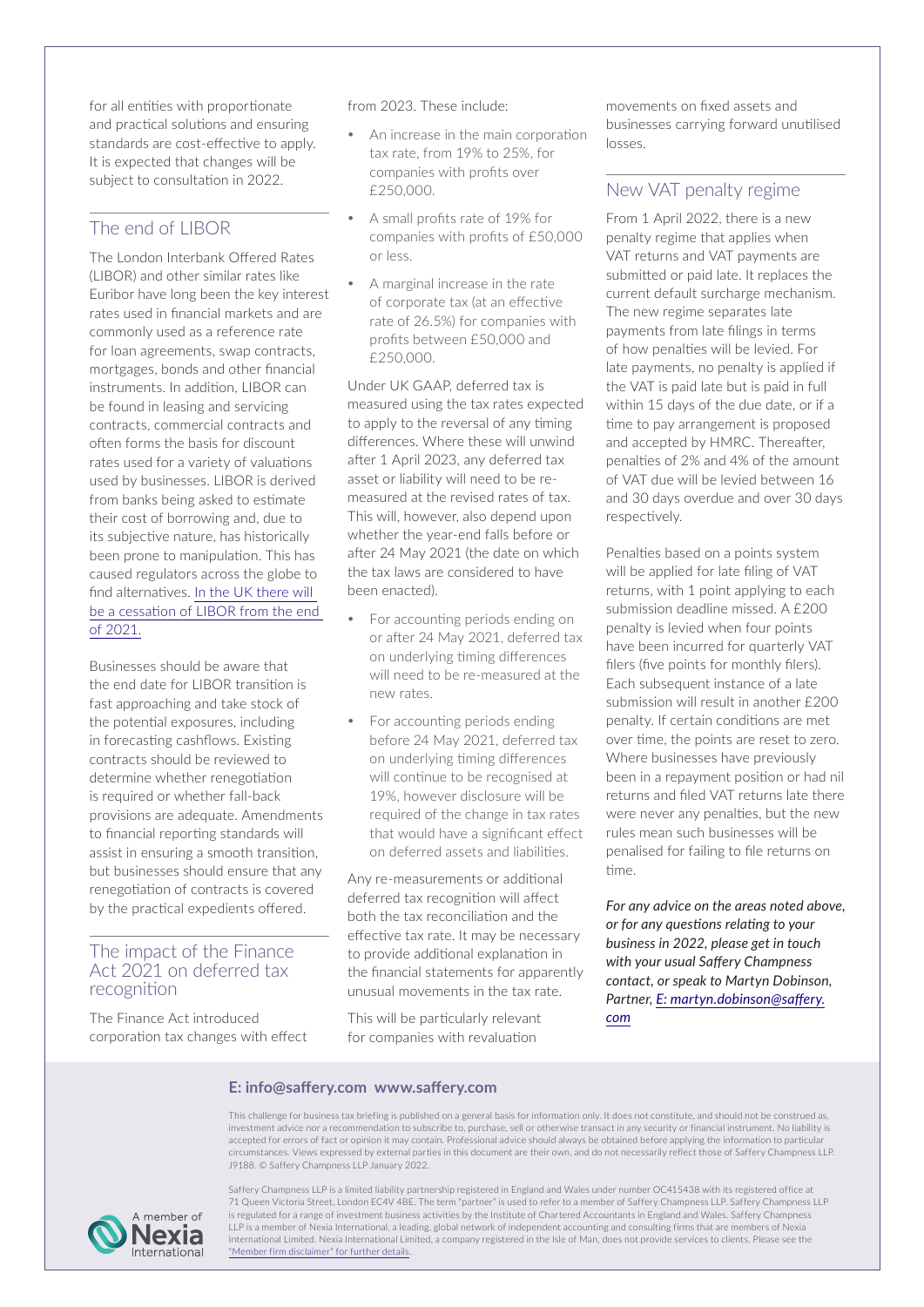for all entities with proportionate and practical solutions and ensuring standards are cost-effective to apply. It is expected that changes will be subject to consultation in 2022.

## The end of LIBOR

The London Interbank Offered Rates (LIBOR) and other similar rates like Euribor have long been the key interest rates used in financial markets and are commonly used as a reference rate for loan agreements, swap contracts, mortgages, bonds and other financial instruments. In addition, LIBOR can be found in leasing and servicing contracts, commercial contracts and often forms the basis for discount rates used for a variety of valuations used by businesses. LIBOR is derived from banks being asked to estimate their cost of borrowing and, due to its subjective nature, has historically been prone to manipulation. This has caused regulators across the globe to find alternatives. In the UK there will be a cessation of LIBOR from the end of 2021.

Businesses should be aware that the end date for LIBOR transition is fast approaching and take stock of the potential exposures, including in forecasting cashflows. Existing contracts should be reviewed to determine whether renegotiation is required or whether fall-back provisions are adequate. Amendments to financial reporting standards will assist in ensuring a smooth transition, but businesses should ensure that any renegotiation of contracts is covered by the practical expedients offered.

## The impact of the Finance Act 2021 on deferred tax recognition

The Finance Act introduced corporation tax changes with effect from 2023. These include:

- An increase in the main corporation tax rate, from 19% to 25%, for companies with profits over £250,000.
- A small profits rate of 19% for companies with profits of £50,000 or less.
- A marginal increase in the rate of corporate tax (at an effective rate of 26.5%) for companies with profits between £50,000 and £250,000.

Under UK GAAP, deferred tax is measured using the tax rates expected to apply to the reversal of any timing differences. Where these will unwind after 1 April 2023, any deferred tax asset or liability will need to be re-measured at the revised rates of tax. This will, however, also depend upon whether the year-end falls before or after 24 May 2021 (the date on which the tax laws are considered to have been enacted).

- For accounting periods ending on or after 24 May 2021, deferred tax on underlying timing differences will need to be re-measured at the new rates.
- For accounting periods ending before 24 May 2021, deferred tax on underlying timing differences will continue to be recognised at 19%, however disclosure will be required of the change in tax rates that would have a significant effect on deferred assets and liabilities.

Any re-measurements or additional deferred tax recognition will affect both the tax reconciliation and the effective tax rate. It may be necessary to provide additional explanation in the financial statements for apparently unusual movements in the tax rate.

This will be particularly relevant for companies with revaluation movements on fixed assets and businesses carrying forward unutilised losses.

## New VAT penalty regime

From 1 April 2022, there is a new penalty regime that applies when VAT returns and VAT payments are submitted or paid late. It replaces the current default surcharge mechanism. The new regime separates late payments from late filings in terms of how penalties will be levied. For late payments, no penalty is applied if the VAT is paid late but is paid in full within 15 days of the due date, or if a time to pay arrangement is proposed and accepted by HMRC. Thereafter, penalties of 2% and 4% of the amount of VAT due will be levied between 16 and 30 days overdue and over 30 days respectively.

Penalties based on a points system will be applied for late filing of VAT returns, with 1 point applying to each submission deadline missed. A £200 penalty is levied when four points have been incurred for quarterly VAT filers (five points for monthly filers). Each subsequent instance of a late submission will result in another £200 penalty. If certain conditions are met over time, the points are reset to zero. Where businesses have previously been in a repayment position or had nil returns and filed VAT returns late there were never any penalties, but the new rules mean such businesses will be penalised for failing to file returns on time.

***For any advice on the areas noted above, or for any questions relating to your business in 2022, please get in touch with your usual Saffery Champness contact, or speak to Martyn Dobinson, Partner, E: martyn.dobinson@saffery.com***

**E: info@saffery.com www.saffery.com**

This challenge for business tax briefing is published on a general basis for information only. It does not constitute, and should not be construed as, investment advice nor a recommendation to subscribe to, purchase, sell or otherwise transact in any security or financial instrument. No liability is accepted for errors of fact or opinion it may contain. Professional advice should always be obtained before applying the information to particular circumstances. Views expressed by external parties in this document are their own, and do not necessarily reflect those of Saffery Champness LLP. J9188. © Saffery Champness LLP January 2022.

Saffery Champness LLP is a limited liability partnership registered in England and Wales under number OC415438 with its registered office at 71 Queen Victoria Street, London EC4V 4BE. The term "partner" is used to refer to a member of Saffery Champness LLP. Saffery Champness LLP is regulated for a range of investment business activities by the Institute of Chartered Accountants in England and Wales. Saffery Champness LLP is a member of Nexia International, a leading, global network of independent accounting and consulting firms that are members of Nexia International Limited. Nexia International Limited, a company registered in the Isle of Man, does not provide services to clients. Please see the "Member firm disclaimer" for further details.

A member of Nexia International